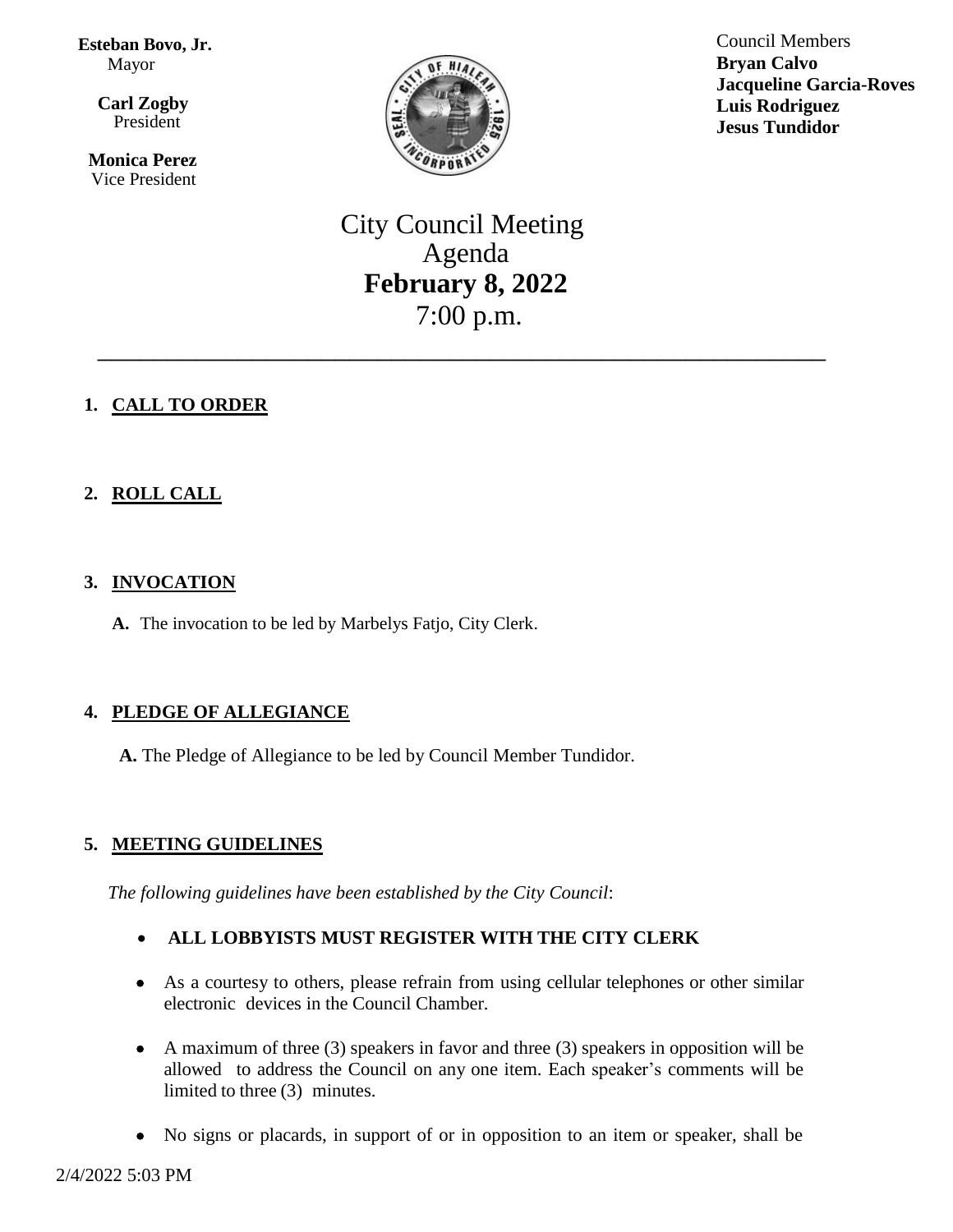**Esteban Bovo, Jr.**
Mayor

**Carl Zogby**
President

**Monica Perez**
Vice President

Council Members
**Bryan Calvo**
**Jacqueline Garcia-Roves**
**Luis Rodriguez**
**Jesus Tundidor**

# City Council Meeting
# Agenda
# **February 8, 2022**
# 7:00 p.m.

---

## 1. CALL TO ORDER

## 2. ROLL CALL

## 3. INVOCATION

**A.** The invocation to be led by Marbelys Fatjo, City Clerk.

## 4. PLEDGE OF ALLEGIANCE

**A.** The Pledge of Allegiance to be led by Council Member Tundidor.

## 5. MEETING GUIDELINES

*The following guidelines have been established by the City Council*:

- **ALL LOBBYISTS MUST REGISTER WITH THE CITY CLERK**
- As a courtesy to others, please refrain from using cellular telephones or other similar electronic devices in the Council Chamber.
- A maximum of three (3) speakers in favor and three (3) speakers in opposition will be allowed to address the Council on any one item. Each speaker's comments will be limited to three (3) minutes.
- No signs or placards, in support of or in opposition to an item or speaker, shall be

2/4/2022 5:03 PM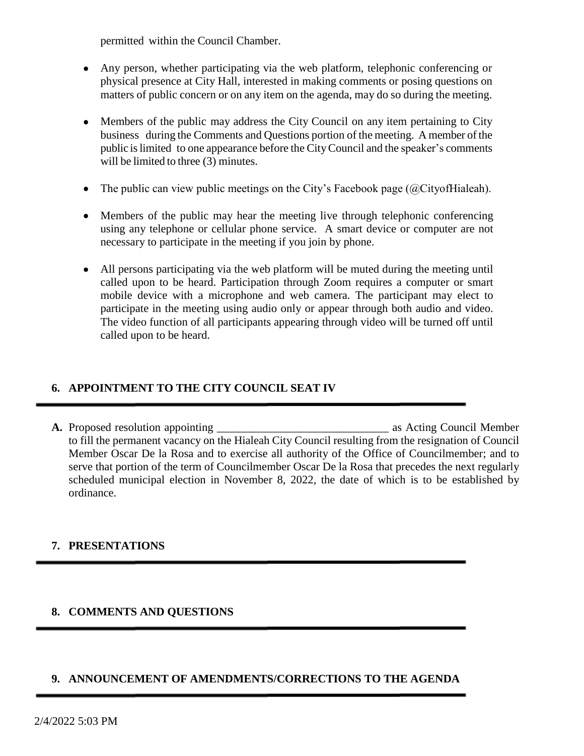permitted within the Council Chamber.

- Any person, whether participating via the web platform, telephonic conferencing or physical presence at City Hall, interested in making comments or posing questions on matters of public concern or on any item on the agenda, may do so during the meeting.

- Members of the public may address the City Council on any item pertaining to City business during the Comments and Questions portion of the meeting. A member of the public is limited to one appearance before the City Council and the speaker's comments will be limited to three (3) minutes.

- The public can view public meetings on the City's Facebook page (@CityofHialeah).

- Members of the public may hear the meeting live through telephonic conferencing using any telephone or cellular phone service. A smart device or computer are not necessary to participate in the meeting if you join by phone.

- All persons participating via the web platform will be muted during the meeting until called upon to be heard. Participation through Zoom requires a computer or smart mobile device with a microphone and web camera. The participant may elect to participate in the meeting using audio only or appear through both audio and video. The video function of all participants appearing through video will be turned off until called upon to be heard.

## 6. APPOINTMENT TO THE CITY COUNCIL SEAT IV

**A.** Proposed resolution appointing ______________________________ as Acting Council Member to fill the permanent vacancy on the Hialeah City Council resulting from the resignation of Council Member Oscar De la Rosa and to exercise all authority of the Office of Councilmember; and to serve that portion of the term of Councilmember Oscar De la Rosa that precedes the next regularly scheduled municipal election in November 8, 2022, the date of which is to be established by ordinance.

## 7. PRESENTATIONS

## 8. COMMENTS AND QUESTIONS

## 9. ANNOUNCEMENT OF AMENDMENTS/CORRECTIONS TO THE AGENDA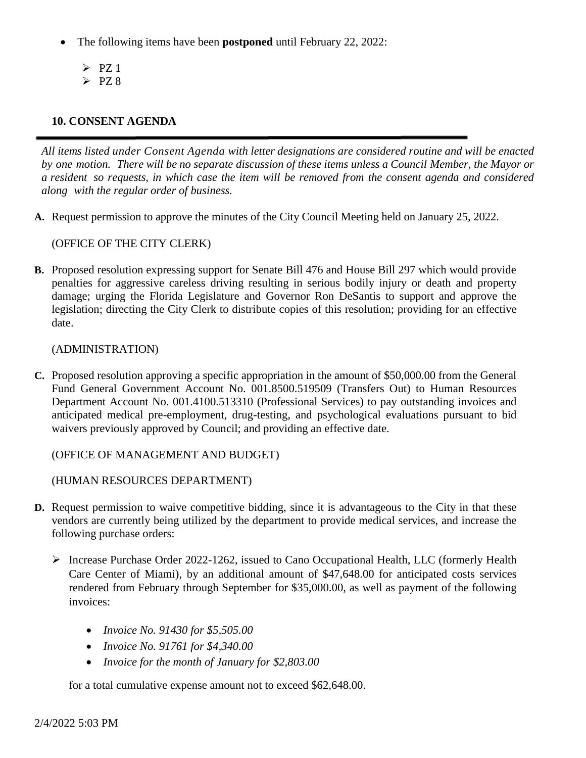- The following items have been **postponed** until February 22, 2022:
  - PZ 1
  - PZ 8

## 10. CONSENT AGENDA

*All items listed under Consent Agenda with letter designations are considered routine and will be enacted by one motion. There will be no separate discussion of these items unless a Council Member, the Mayor or a resident so requests, in which case the item will be removed from the consent agenda and considered along with the regular order of business.*

**A.** Request permission to approve the minutes of the City Council Meeting held on January 25, 2022.

(OFFICE OF THE CITY CLERK)

**B.** Proposed resolution expressing support for Senate Bill 476 and House Bill 297 which would provide penalties for aggressive careless driving resulting in serious bodily injury or death and property damage; urging the Florida Legislature and Governor Ron DeSantis to support and approve the legislation; directing the City Clerk to distribute copies of this resolution; providing for an effective date.

(ADMINISTRATION)

**C.** Proposed resolution approving a specific appropriation in the amount of $50,000.00 from the General Fund General Government Account No. 001.8500.519509 (Transfers Out) to Human Resources Department Account No. 001.4100.513310 (Professional Services) to pay outstanding invoices and anticipated medical pre-employment, drug-testing, and psychological evaluations pursuant to bid waivers previously approved by Council; and providing an effective date.

(OFFICE OF MANAGEMENT AND BUDGET)

(HUMAN RESOURCES DEPARTMENT)

**D.** Request permission to waive competitive bidding, since it is advantageous to the City in that these vendors are currently being utilized by the department to provide medical services, and increase the following purchase orders:

- Increase Purchase Order 2022-1262, issued to Cano Occupational Health, LLC (formerly Health Care Center of Miami), by an additional amount of $47,648.00 for anticipated costs services rendered from February through September for $35,000.00, as well as payment of the following invoices:
  - *Invoice No. 91430 for $5,505.00*
  - *Invoice No. 91761 for $4,340.00*
  - *Invoice for the month of January for $2,803.00*

  for a total cumulative expense amount not to exceed $62,648.00.

2/4/2022 5:03 PM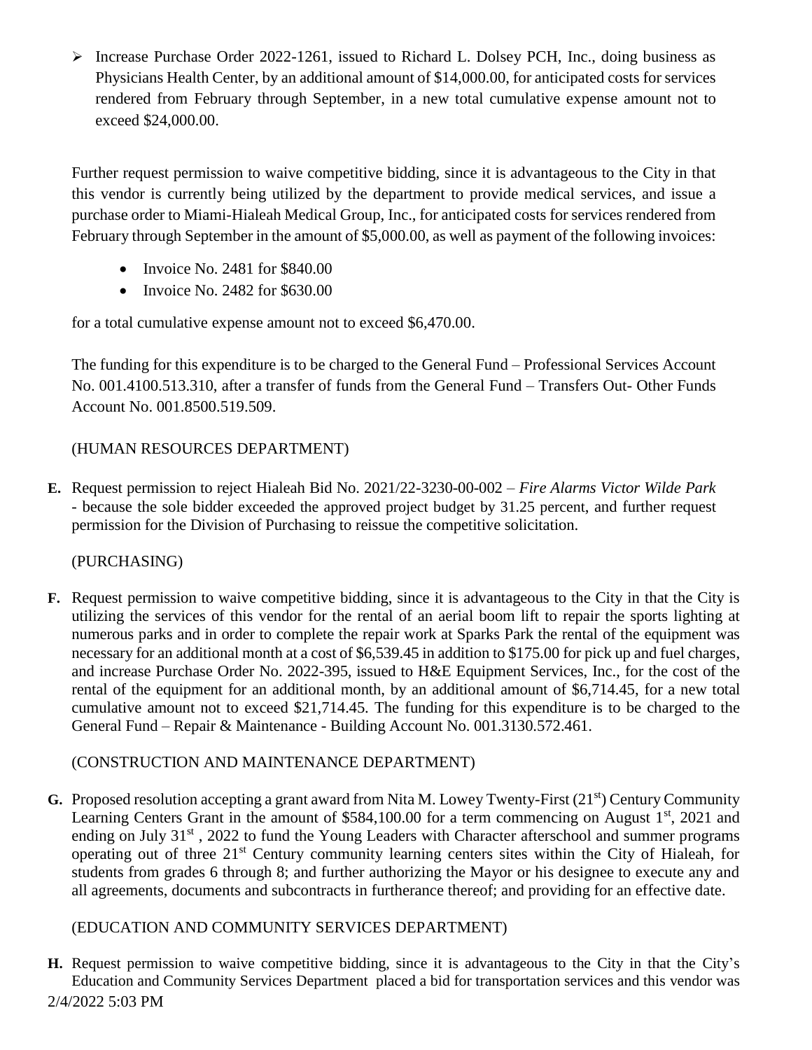- Increase Purchase Order 2022-1261, issued to Richard L. Dolsey PCH, Inc., doing business as Physicians Health Center, by an additional amount of $14,000.00, for anticipated costs for services rendered from February through September, in a new total cumulative expense amount not to exceed $24,000.00.

Further request permission to waive competitive bidding, since it is advantageous to the City in that this vendor is currently being utilized by the department to provide medical services, and issue a purchase order to Miami-Hialeah Medical Group, Inc., for anticipated costs for services rendered from February through September in the amount of $5,000.00, as well as payment of the following invoices:

- Invoice No. 2481 for $840.00
- Invoice No. 2482 for $630.00

for a total cumulative expense amount not to exceed $6,470.00.

The funding for this expenditure is to be charged to the General Fund – Professional Services Account No. 001.4100.513.310, after a transfer of funds from the General Fund – Transfers Out- Other Funds Account No. 001.8500.519.509.

(HUMAN RESOURCES DEPARTMENT)

**E.** Request permission to reject Hialeah Bid No. 2021/22-3230-00-002 – *Fire Alarms Victor Wilde Park* - because the sole bidder exceeded the approved project budget by 31.25 percent, and further request permission for the Division of Purchasing to reissue the competitive solicitation.

(PURCHASING)

**F.** Request permission to waive competitive bidding, since it is advantageous to the City in that the City is utilizing the services of this vendor for the rental of an aerial boom lift to repair the sports lighting at numerous parks and in order to complete the repair work at Sparks Park the rental of the equipment was necessary for an additional month at a cost of $6,539.45 in addition to $175.00 for pick up and fuel charges, and increase Purchase Order No. 2022-395, issued to H&E Equipment Services, Inc., for the cost of the rental of the equipment for an additional month, by an additional amount of $6,714.45, for a new total cumulative amount not to exceed $21,714.45. The funding for this expenditure is to be charged to the General Fund – Repair & Maintenance - Building Account No. 001.3130.572.461.

(CONSTRUCTION AND MAINTENANCE DEPARTMENT)

**G.** Proposed resolution accepting a grant award from Nita M. Lowey Twenty-First (21st) Century Community Learning Centers Grant in the amount of $584,100.00 for a term commencing on August 1st, 2021 and ending on July 31st , 2022 to fund the Young Leaders with Character afterschool and summer programs operating out of three 21st Century community learning centers sites within the City of Hialeah, for students from grades 6 through 8; and further authorizing the Mayor or his designee to execute any and all agreements, documents and subcontracts in furtherance thereof; and providing for an effective date.

(EDUCATION AND COMMUNITY SERVICES DEPARTMENT)

**H.** Request permission to waive competitive bidding, since it is advantageous to the City in that the City's Education and Community Services Department placed a bid for transportation services and this vendor was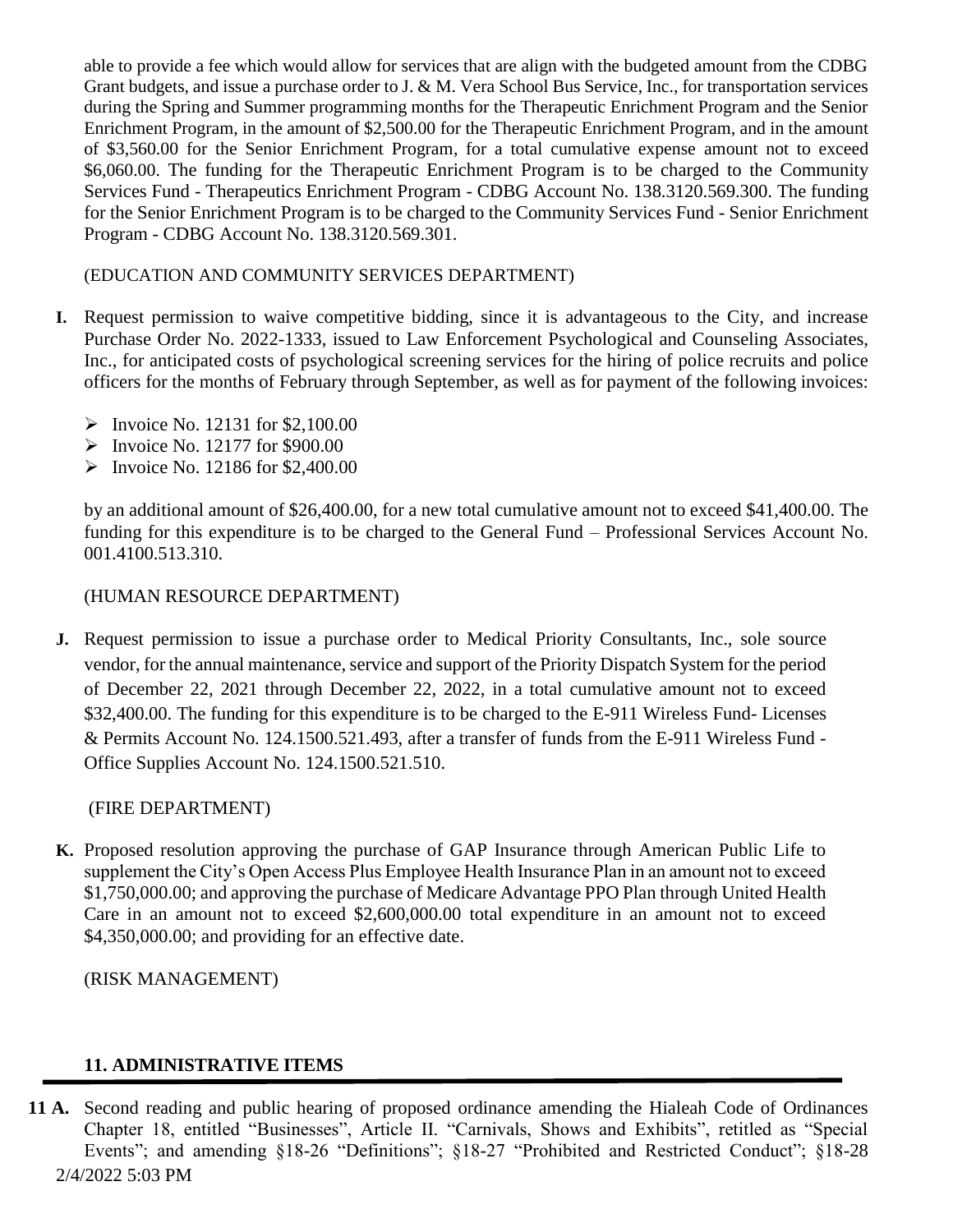able to provide a fee which would allow for services that are align with the budgeted amount from the CDBG Grant budgets, and issue a purchase order to J. & M. Vera School Bus Service, Inc., for transportation services during the Spring and Summer programming months for the Therapeutic Enrichment Program and the Senior Enrichment Program, in the amount of $2,500.00 for the Therapeutic Enrichment Program, and in the amount of $3,560.00 for the Senior Enrichment Program, for a total cumulative expense amount not to exceed $6,060.00. The funding for the Therapeutic Enrichment Program is to be charged to the Community Services Fund - Therapeutics Enrichment Program - CDBG Account No. 138.3120.569.300. The funding for the Senior Enrichment Program is to be charged to the Community Services Fund - Senior Enrichment Program - CDBG Account No. 138.3120.569.301.

(EDUCATION AND COMMUNITY SERVICES DEPARTMENT)

**I.** Request permission to waive competitive bidding, since it is advantageous to the City, and increase Purchase Order No. 2022-1333, issued to Law Enforcement Psychological and Counseling Associates, Inc., for anticipated costs of psychological screening services for the hiring of police recruits and police officers for the months of February through September, as well as for payment of the following invoices:

- Invoice No. 12131 for $2,100.00
- Invoice No. 12177 for $900.00
- Invoice No. 12186 for $2,400.00

by an additional amount of $26,400.00, for a new total cumulative amount not to exceed $41,400.00. The funding for this expenditure is to be charged to the General Fund – Professional Services Account No. 001.4100.513.310.

(HUMAN RESOURCE DEPARTMENT)

**J.** Request permission to issue a purchase order to Medical Priority Consultants, Inc., sole source vendor, for the annual maintenance, service and support of the Priority Dispatch System for the period of December 22, 2021 through December 22, 2022, in a total cumulative amount not to exceed $32,400.00. The funding for this expenditure is to be charged to the E-911 Wireless Fund- Licenses & Permits Account No. 124.1500.521.493, after a transfer of funds from the E-911 Wireless Fund - Office Supplies Account No. 124.1500.521.510.

(FIRE DEPARTMENT)

**K.** Proposed resolution approving the purchase of GAP Insurance through American Public Life to supplement the City's Open Access Plus Employee Health Insurance Plan in an amount not to exceed $1,750,000.00; and approving the purchase of Medicare Advantage PPO Plan through United Health Care in an amount not to exceed $2,600,000.00 total expenditure in an amount not to exceed $4,350,000.00; and providing for an effective date.

(RISK MANAGEMENT)

## 11. ADMINISTRATIVE ITEMS

**11 A.** Second reading and public hearing of proposed ordinance amending the Hialeah Code of Ordinances Chapter 18, entitled "Businesses", Article II. "Carnivals, Shows and Exhibits", retitled as "Special Events"; and amending §18-26 "Definitions"; §18-27 "Prohibited and Restricted Conduct"; §18-28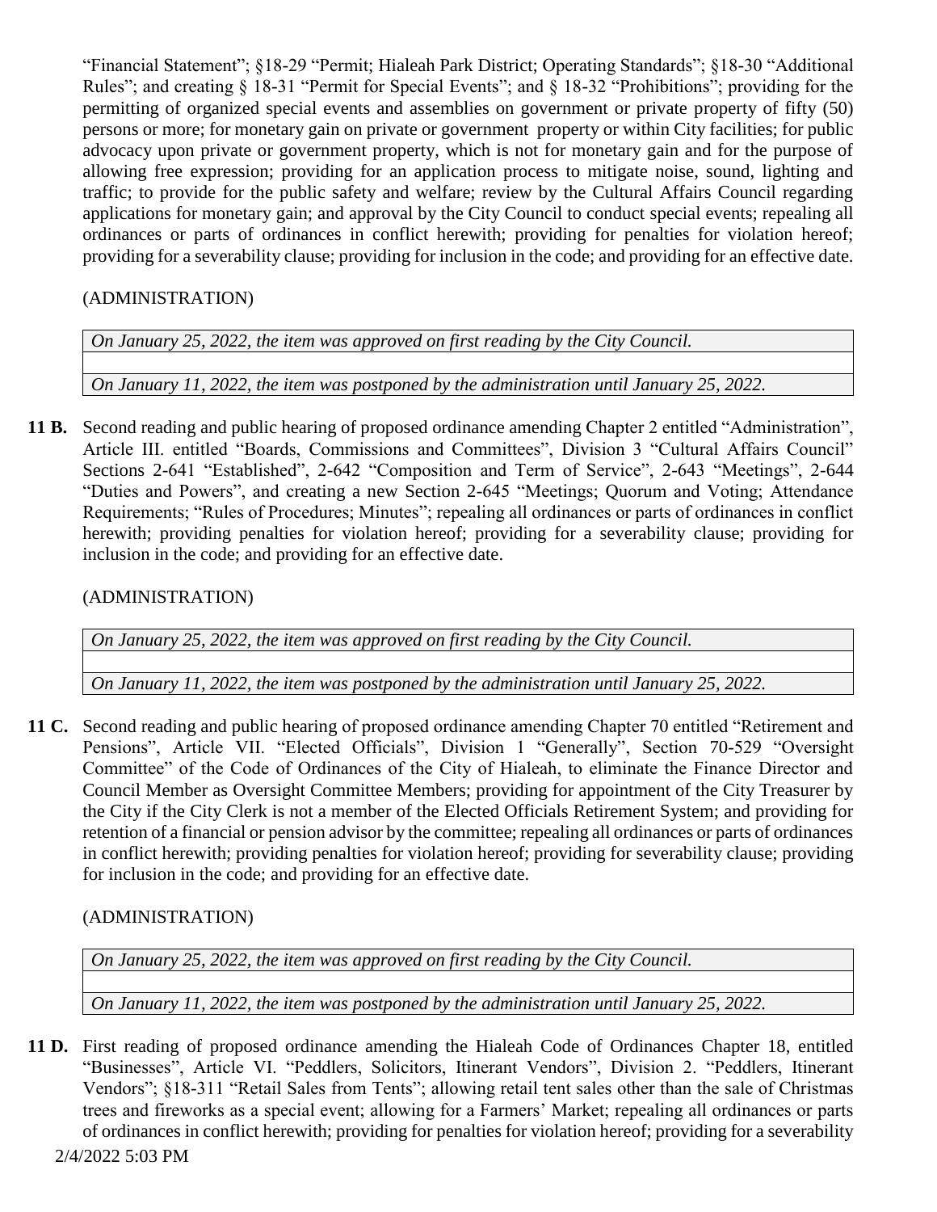"Financial Statement"; §18-29 "Permit; Hialeah Park District; Operating Standards"; §18-30 "Additional Rules"; and creating § 18-31 "Permit for Special Events"; and § 18-32 "Prohibitions"; providing for the permitting of organized special events and assemblies on government or private property of fifty (50) persons or more; for monetary gain on private or government property or within City facilities; for public advocacy upon private or government property, which is not for monetary gain and for the purpose of allowing free expression; providing for an application process to mitigate noise, sound, lighting and traffic; to provide for the public safety and welfare; review by the Cultural Affairs Council regarding applications for monetary gain; and approval by the City Council to conduct special events; repealing all ordinances or parts of ordinances in conflict herewith; providing for penalties for violation hereof; providing for a severability clause; providing for inclusion in the code; and providing for an effective date.

(ADMINISTRATION)

| *On January 25, 2022, the item was approved on first reading by the City Council.* |
|---|
| |
| *On January 11, 2022, the item was postponed by the administration until January 25, 2022.* |

**11 B.** Second reading and public hearing of proposed ordinance amending Chapter 2 entitled "Administration", Article III. entitled "Boards, Commissions and Committees", Division 3 "Cultural Affairs Council" Sections 2-641 "Established", 2-642 "Composition and Term of Service", 2-643 "Meetings", 2-644 "Duties and Powers", and creating a new Section 2-645 "Meetings; Quorum and Voting; Attendance Requirements; "Rules of Procedures; Minutes"; repealing all ordinances or parts of ordinances in conflict herewith; providing penalties for violation hereof; providing for a severability clause; providing for inclusion in the code; and providing for an effective date.

(ADMINISTRATION)

| *On January 25, 2022, the item was approved on first reading by the City Council.* |
|---|
| |
| *On January 11, 2022, the item was postponed by the administration until January 25, 2022.* |

**11 C.** Second reading and public hearing of proposed ordinance amending Chapter 70 entitled "Retirement and Pensions", Article VII. "Elected Officials", Division 1 "Generally", Section 70-529 "Oversight Committee" of the Code of Ordinances of the City of Hialeah, to eliminate the Finance Director and Council Member as Oversight Committee Members; providing for appointment of the City Treasurer by the City if the City Clerk is not a member of the Elected Officials Retirement System; and providing for retention of a financial or pension advisor by the committee; repealing all ordinances or parts of ordinances in conflict herewith; providing penalties for violation hereof; providing for severability clause; providing for inclusion in the code; and providing for an effective date.

(ADMINISTRATION)

| *On January 25, 2022, the item was approved on first reading by the City Council.* |
|---|
| |
| *On January 11, 2022, the item was postponed by the administration until January 25, 2022.* |

**11 D.** First reading of proposed ordinance amending the Hialeah Code of Ordinances Chapter 18, entitled "Businesses", Article VI. "Peddlers, Solicitors, Itinerant Vendors", Division 2. "Peddlers, Itinerant Vendors"; §18-311 "Retail Sales from Tents"; allowing retail tent sales other than the sale of Christmas trees and fireworks as a special event; allowing for a Farmers' Market; repealing all ordinances or parts of ordinances in conflict herewith; providing for penalties for violation hereof; providing for a severability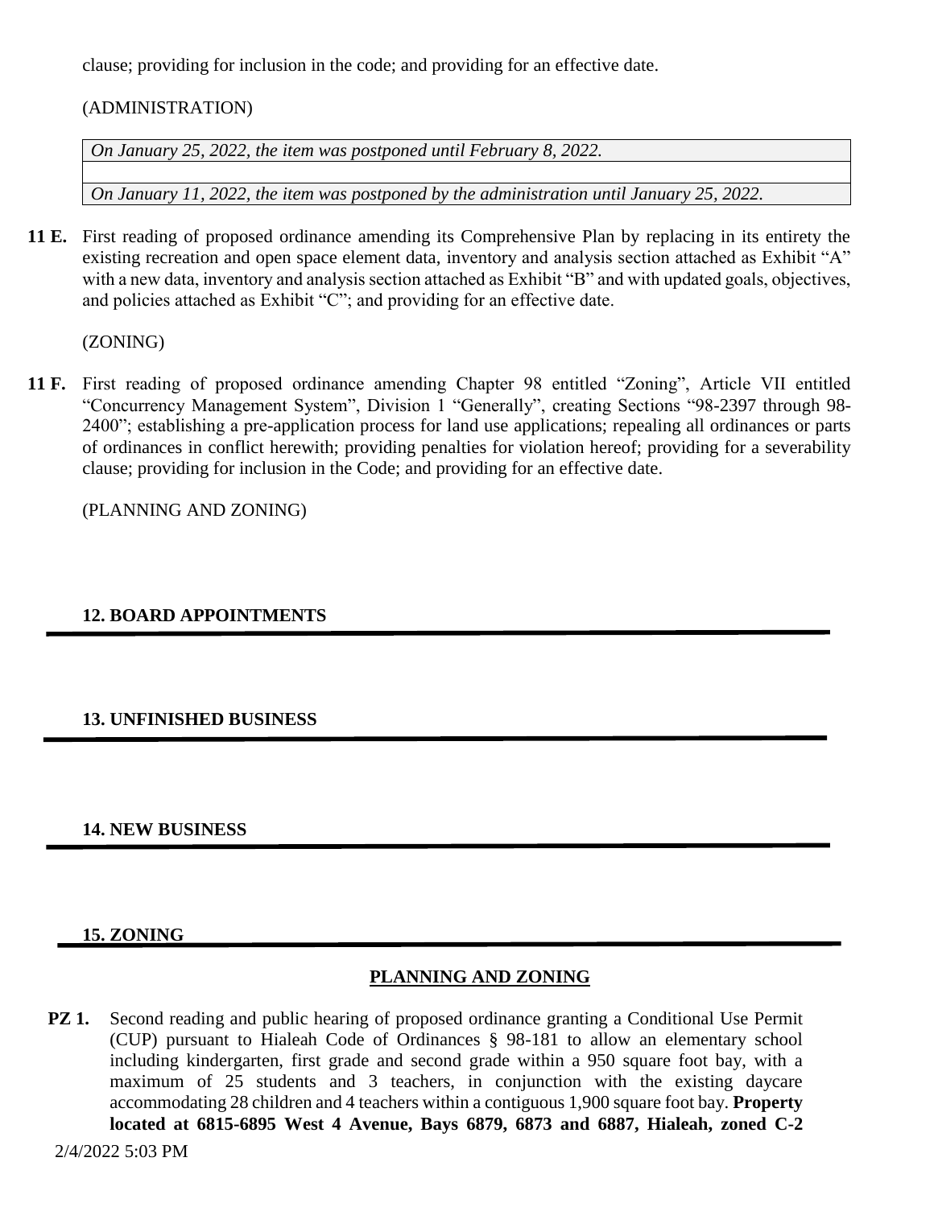clause; providing for inclusion in the code; and providing for an effective date.

(ADMINISTRATION)

| *On January 25, 2022, the item was postponed until February 8, 2022.* |
|---|
| |
| *On January 11, 2022, the item was postponed by the administration until January 25, 2022.* |

**11 E.** First reading of proposed ordinance amending its Comprehensive Plan by replacing in its entirety the existing recreation and open space element data, inventory and analysis section attached as Exhibit "A" with a new data, inventory and analysis section attached as Exhibit "B" and with updated goals, objectives, and policies attached as Exhibit "C"; and providing for an effective date.

(ZONING)

**11 F.** First reading of proposed ordinance amending Chapter 98 entitled "Zoning", Article VII entitled "Concurrency Management System", Division 1 "Generally", creating Sections "98-2397 through 98-2400"; establishing a pre-application process for land use applications; repealing all ordinances or parts of ordinances in conflict herewith; providing penalties for violation hereof; providing for a severability clause; providing for inclusion in the Code; and providing for an effective date.

(PLANNING AND ZONING)

## 12. BOARD APPOINTMENTS

## 13. UNFINISHED BUSINESS

## 14. NEW BUSINESS

## 15. ZONING

### PLANNING AND ZONING

**PZ 1.** Second reading and public hearing of proposed ordinance granting a Conditional Use Permit (CUP) pursuant to Hialeah Code of Ordinances § 98-181 to allow an elementary school including kindergarten, first grade and second grade within a 950 square foot bay, with a maximum of 25 students and 3 teachers, in conjunction with the existing daycare accommodating 28 children and 4 teachers within a contiguous 1,900 square foot bay. **Property located at 6815-6895 West 4 Avenue, Bays 6879, 6873 and 6887, Hialeah, zoned C-2**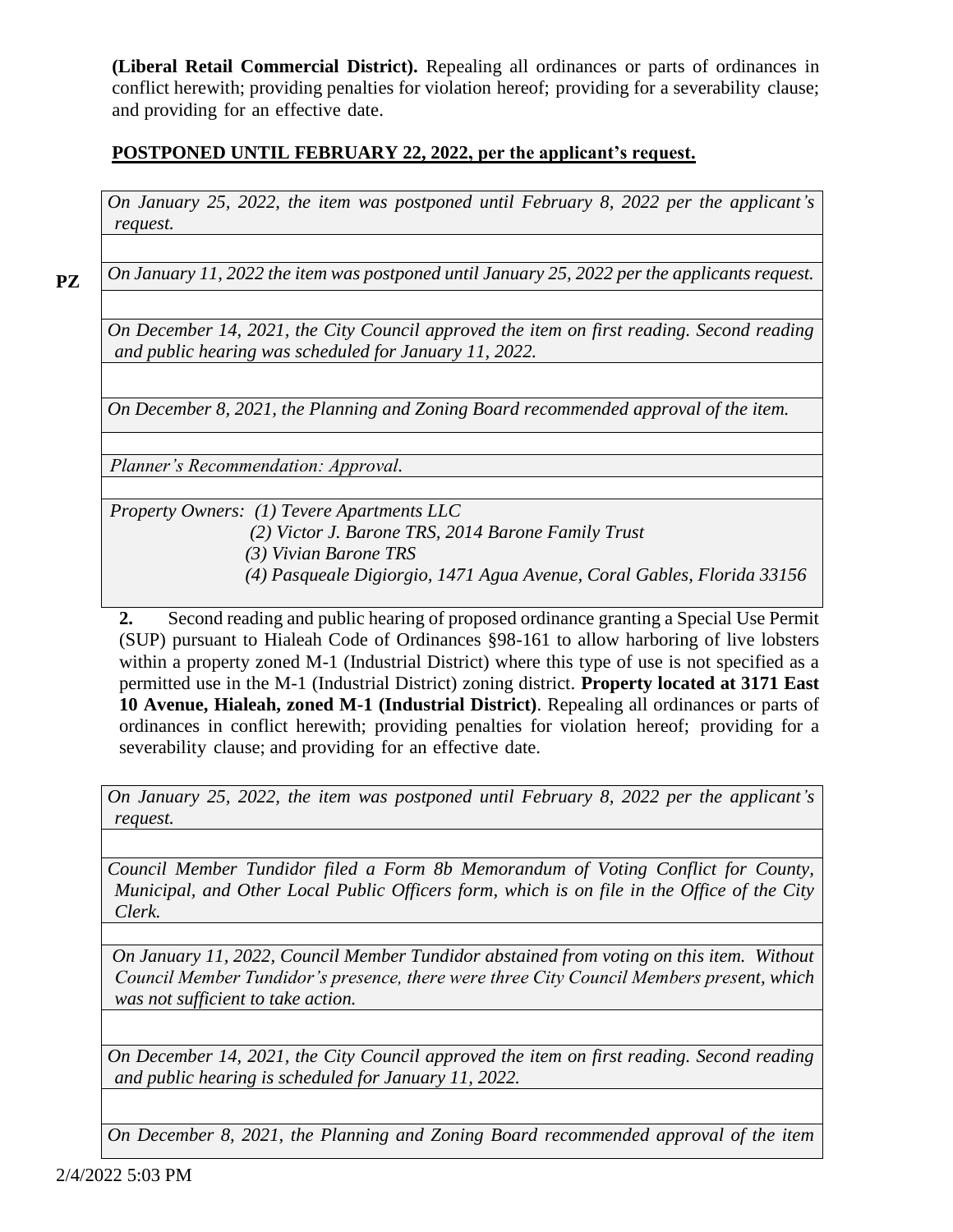**(Liberal Retail Commercial District).** Repealing all ordinances or parts of ordinances in conflict herewith; providing penalties for violation hereof; providing for a severability clause; and providing for an effective date.

**POSTPONED UNTIL FEBRUARY 22, 2022, per the applicant's request.**

*On January 25, 2022, the item was postponed until February 8, 2022 per the applicant's request.*

PZ

*On January 11, 2022 the item was postponed until January 25, 2022 per the applicants request.*

*On December 14, 2021, the City Council approved the item on first reading. Second reading and public hearing was scheduled for January 11, 2022.*

*On December 8, 2021, the Planning and Zoning Board recommended approval of the item.*

*Planner's Recommendation: Approval.*

*Property Owners: (1) Tevere Apartments LLC*
*(2) Victor J. Barone TRS, 2014 Barone Family Trust*
*(3) Vivian Barone TRS*
*(4) Pasqueale Digiorgio, 1471 Agua Avenue, Coral Gables, Florida 33156*

**2.** Second reading and public hearing of proposed ordinance granting a Special Use Permit (SUP) pursuant to Hialeah Code of Ordinances §98-161 to allow harboring of live lobsters within a property zoned M-1 (Industrial District) where this type of use is not specified as a permitted use in the M-1 (Industrial District) zoning district. **Property located at 3171 East 10 Avenue, Hialeah, zoned M-1 (Industrial District)**. Repealing all ordinances or parts of ordinances in conflict herewith; providing penalties for violation hereof; providing for a severability clause; and providing for an effective date.

*On January 25, 2022, the item was postponed until February 8, 2022 per the applicant's request.*

*Council Member Tundidor filed a Form 8b Memorandum of Voting Conflict for County, Municipal, and Other Local Public Officers form, which is on file in the Office of the City Clerk.*

*On January 11, 2022, Council Member Tundidor abstained from voting on this item. Without Council Member Tundidor's presence, there were three City Council Members present, which was not sufficient to take action.*

*On December 14, 2021, the City Council approved the item on first reading. Second reading and public hearing is scheduled for January 11, 2022.*

*On December 8, 2021, the Planning and Zoning Board recommended approval of the item*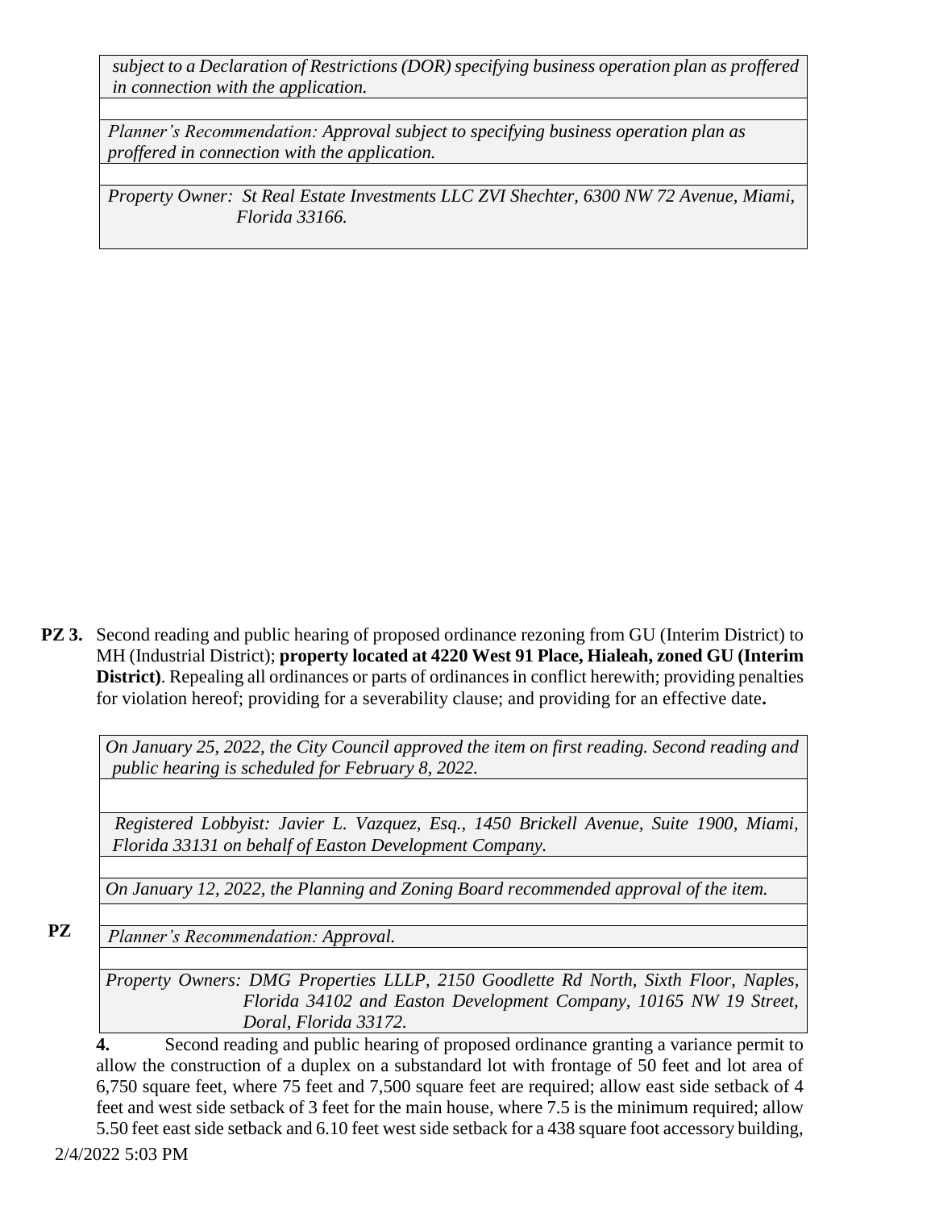*subject to a Declaration of Restrictions (DOR) specifying business operation plan as proffered in connection with the application.*

*Planner's Recommendation: Approval subject to specifying business operation plan as proffered in connection with the application.*

*Property Owner: St Real Estate Investments LLC ZVI Shechter, 6300 NW 72 Avenue, Miami, Florida 33166.*

**PZ 3.** Second reading and public hearing of proposed ordinance rezoning from GU (Interim District) to MH (Industrial District); **property located at 4220 West 91 Place, Hialeah, zoned GU (Interim District)**. Repealing all ordinances or parts of ordinances in conflict herewith; providing penalties for violation hereof; providing for a severability clause; and providing for an effective date**.**

*On January 25, 2022, the City Council approved the item on first reading. Second reading and public hearing is scheduled for February 8, 2022.*

*Registered Lobbyist: Javier L. Vazquez, Esq., 1450 Brickell Avenue, Suite 1900, Miami, Florida 33131 on behalf of Easton Development Company.*

*On January 12, 2022, the Planning and Zoning Board recommended approval of the item.*

*Planner's Recommendation: Approval.*

*Property Owners: DMG Properties LLLP, 2150 Goodlette Rd North, Sixth Floor, Naples, Florida 34102 and Easton Development Company, 10165 NW 19 Street, Doral, Florida 33172.*

**PZ 4.** Second reading and public hearing of proposed ordinance granting a variance permit to allow the construction of a duplex on a substandard lot with frontage of 50 feet and lot area of 6,750 square feet, where 75 feet and 7,500 square feet are required; allow east side setback of 4 feet and west side setback of 3 feet for the main house, where 7.5 is the minimum required; allow 5.50 feet east side setback and 6.10 feet west side setback for a 438 square foot accessory building,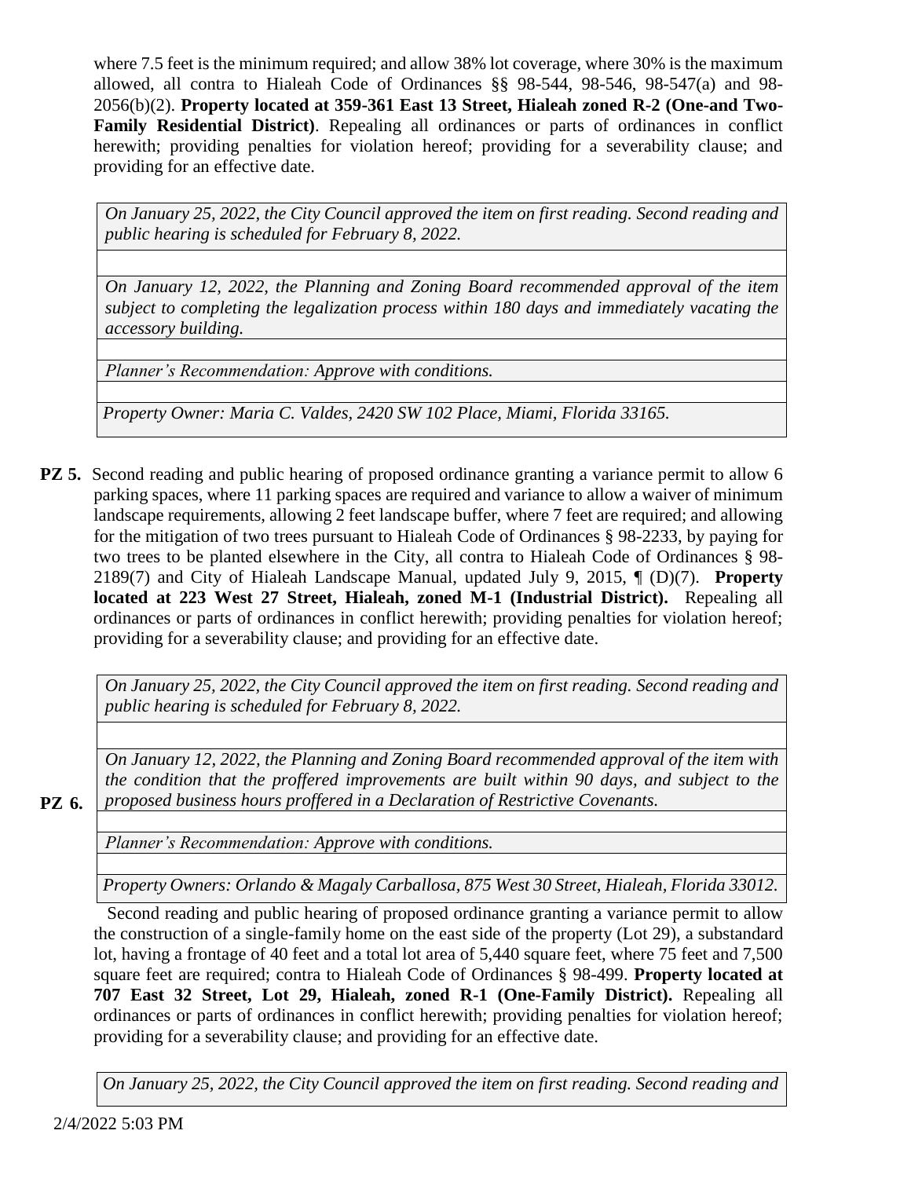where 7.5 feet is the minimum required; and allow 38% lot coverage, where 30% is the maximum allowed, all contra to Hialeah Code of Ordinances §§ 98-544, 98-546, 98-547(a) and 98-2056(b)(2). **Property located at 359-361 East 13 Street, Hialeah zoned R-2 (One-and Two-Family Residential District)**. Repealing all ordinances or parts of ordinances in conflict herewith; providing penalties for violation hereof; providing for a severability clause; and providing for an effective date.

*On January 25, 2022, the City Council approved the item on first reading. Second reading and public hearing is scheduled for February 8, 2022.*

*On January 12, 2022, the Planning and Zoning Board recommended approval of the item subject to completing the legalization process within 180 days and immediately vacating the accessory building.*

*Planner's Recommendation: Approve with conditions.*

*Property Owner: Maria C. Valdes, 2420 SW 102 Place, Miami, Florida 33165.*

**PZ 5.** Second reading and public hearing of proposed ordinance granting a variance permit to allow 6 parking spaces, where 11 parking spaces are required and variance to allow a waiver of minimum landscape requirements, allowing 2 feet landscape buffer, where 7 feet are required; and allowing for the mitigation of two trees pursuant to Hialeah Code of Ordinances § 98-2233, by paying for two trees to be planted elsewhere in the City, all contra to Hialeah Code of Ordinances § 98-2189(7) and City of Hialeah Landscape Manual, updated July 9, 2015, ¶ (D)(7). **Property located at 223 West 27 Street, Hialeah, zoned M-1 (Industrial District).** Repealing all ordinances or parts of ordinances in conflict herewith; providing penalties for violation hereof; providing for a severability clause; and providing for an effective date.

*On January 25, 2022, the City Council approved the item on first reading. Second reading and public hearing is scheduled for February 8, 2022.*

*On January 12, 2022, the Planning and Zoning Board recommended approval of the item with the condition that the proffered improvements are built within 90 days, and subject to the proposed business hours proffered in a Declaration of Restrictive Covenants.*

*Planner's Recommendation: Approve with conditions.*

*Property Owners: Orlando & Magaly Carballosa, 875 West 30 Street, Hialeah, Florida 33012.*

**PZ 6.** Second reading and public hearing of proposed ordinance granting a variance permit to allow the construction of a single-family home on the east side of the property (Lot 29), a substandard lot, having a frontage of 40 feet and a total lot area of 5,440 square feet, where 75 feet and 7,500 square feet are required; contra to Hialeah Code of Ordinances § 98-499. **Property located at 707 East 32 Street, Lot 29, Hialeah, zoned R-1 (One-Family District).** Repealing all ordinances or parts of ordinances in conflict herewith; providing penalties for violation hereof; providing for a severability clause; and providing for an effective date.

*On January 25, 2022, the City Council approved the item on first reading. Second reading and*

2/4/2022 5:03 PM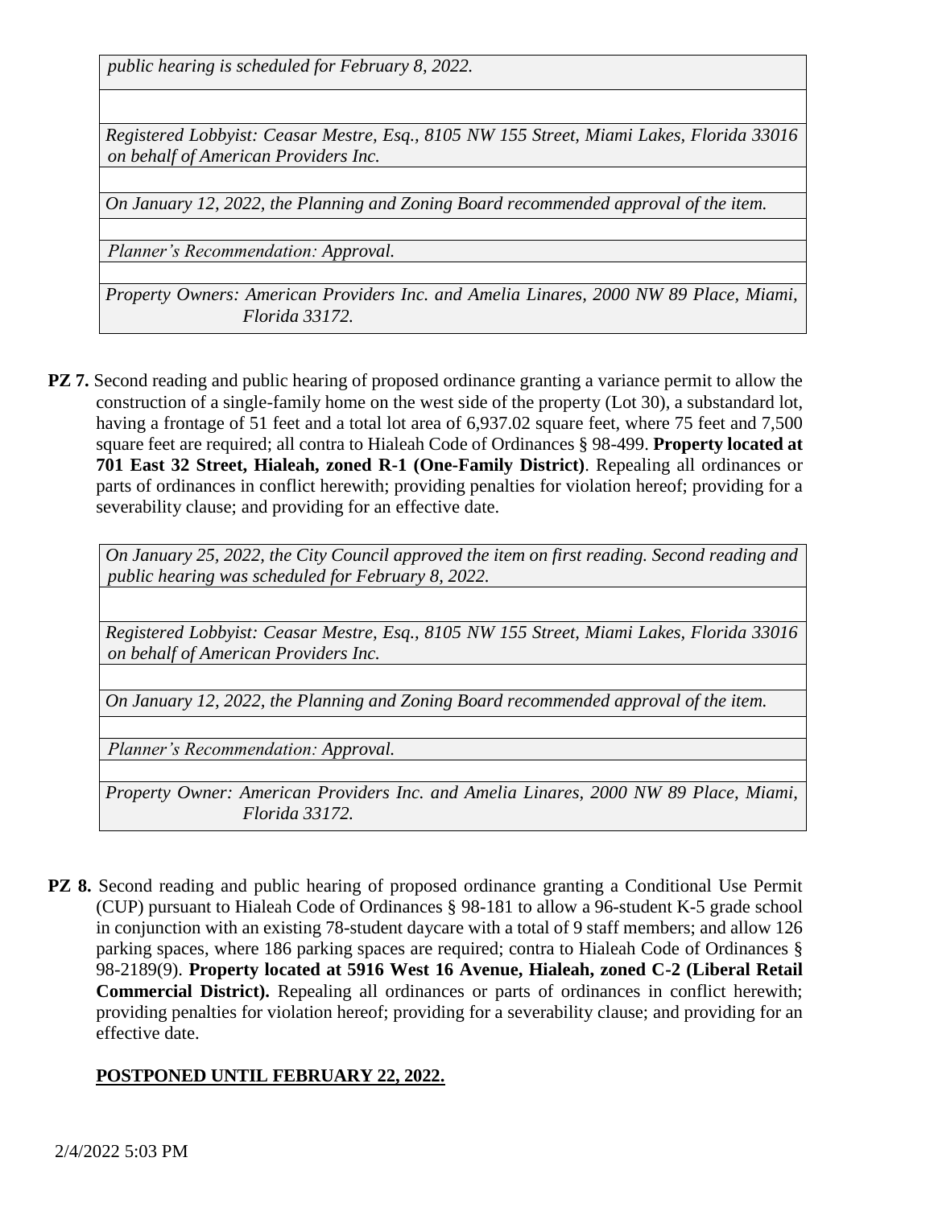*public hearing is scheduled for February 8, 2022.*

*Registered Lobbyist: Ceasar Mestre, Esq., 8105 NW 155 Street, Miami Lakes, Florida 33016 on behalf of American Providers Inc.*

*On January 12, 2022, the Planning and Zoning Board recommended approval of the item.*

*Planner's Recommendation: Approval.*

*Property Owners: American Providers Inc. and Amelia Linares, 2000 NW 89 Place, Miami, Florida 33172.*

**PZ 7.** Second reading and public hearing of proposed ordinance granting a variance permit to allow the construction of a single-family home on the west side of the property (Lot 30), a substandard lot, having a frontage of 51 feet and a total lot area of 6,937.02 square feet, where 75 feet and 7,500 square feet are required; all contra to Hialeah Code of Ordinances § 98-499. **Property located at 701 East 32 Street, Hialeah, zoned R-1 (One-Family District)**. Repealing all ordinances or parts of ordinances in conflict herewith; providing penalties for violation hereof; providing for a severability clause; and providing for an effective date.

*On January 25, 2022, the City Council approved the item on first reading. Second reading and public hearing was scheduled for February 8, 2022.*

*Registered Lobbyist: Ceasar Mestre, Esq., 8105 NW 155 Street, Miami Lakes, Florida 33016 on behalf of American Providers Inc.*

*On January 12, 2022, the Planning and Zoning Board recommended approval of the item.*

*Planner's Recommendation: Approval.*

*Property Owner: American Providers Inc. and Amelia Linares, 2000 NW 89 Place, Miami, Florida 33172.*

**PZ 8.** Second reading and public hearing of proposed ordinance granting a Conditional Use Permit (CUP) pursuant to Hialeah Code of Ordinances § 98-181 to allow a 96-student K-5 grade school in conjunction with an existing 78-student daycare with a total of 9 staff members; and allow 126 parking spaces, where 186 parking spaces are required; contra to Hialeah Code of Ordinances § 98-2189(9). **Property located at 5916 West 16 Avenue, Hialeah, zoned C-2 (Liberal Retail Commercial District).** Repealing all ordinances or parts of ordinances in conflict herewith; providing penalties for violation hereof; providing for a severability clause; and providing for an effective date.

**POSTPONED UNTIL FEBRUARY 22, 2022.**

2/4/2022 5:03 PM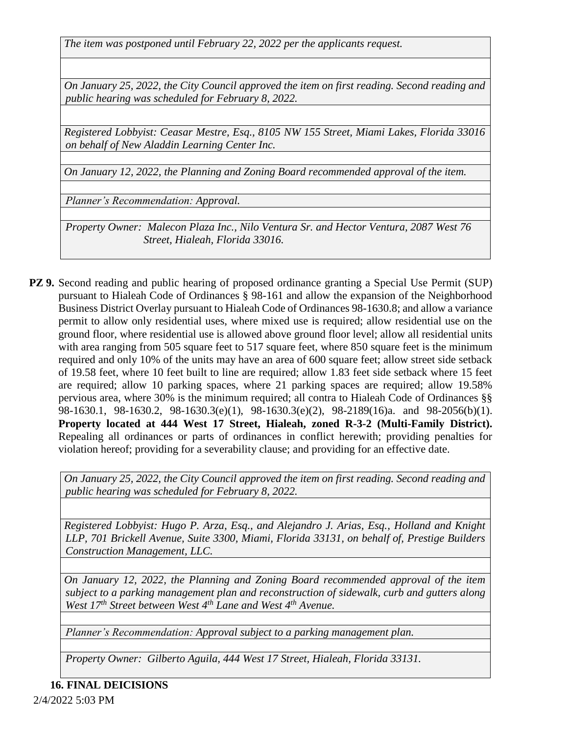*The item was postponed until February 22, 2022 per the applicants request.*

*On January 25, 2022, the City Council approved the item on first reading. Second reading and public hearing was scheduled for February 8, 2022.*

*Registered Lobbyist: Ceasar Mestre, Esq., 8105 NW 155 Street, Miami Lakes, Florida 33016 on behalf of New Aladdin Learning Center Inc.*

*On January 12, 2022, the Planning and Zoning Board recommended approval of the item.*

*Planner's Recommendation: Approval.*

*Property Owner: Malecon Plaza Inc., Nilo Ventura Sr. and Hector Ventura, 2087 West 76 Street, Hialeah, Florida 33016.*

**PZ 9.** Second reading and public hearing of proposed ordinance granting a Special Use Permit (SUP) pursuant to Hialeah Code of Ordinances § 98-161 and allow the expansion of the Neighborhood Business District Overlay pursuant to Hialeah Code of Ordinances 98-1630.8; and allow a variance permit to allow only residential uses, where mixed use is required; allow residential use on the ground floor, where residential use is allowed above ground floor level; allow all residential units with area ranging from 505 square feet to 517 square feet, where 850 square feet is the minimum required and only 10% of the units may have an area of 600 square feet; allow street side setback of 19.58 feet, where 10 feet built to line are required; allow 1.83 feet side setback where 15 feet are required; allow 10 parking spaces, where 21 parking spaces are required; allow 19.58% pervious area, where 30% is the minimum required; all contra to Hialeah Code of Ordinances §§ 98-1630.1, 98-1630.2, 98-1630.3(e)(1), 98-1630.3(e)(2), 98-2189(16)a. and 98-2056(b)(1). **Property located at 444 West 17 Street, Hialeah, zoned R-3-2 (Multi-Family District).** Repealing all ordinances or parts of ordinances in conflict herewith; providing penalties for violation hereof; providing for a severability clause; and providing for an effective date.

*On January 25, 2022, the City Council approved the item on first reading. Second reading and public hearing was scheduled for February 8, 2022.*

*Registered Lobbyist: Hugo P. Arza, Esq., and Alejandro J. Arias, Esq., Holland and Knight LLP, 701 Brickell Avenue, Suite 3300, Miami, Florida 33131, on behalf of, Prestige Builders Construction Management, LLC.*

*On January 12, 2022, the Planning and Zoning Board recommended approval of the item subject to a parking management plan and reconstruction of sidewalk, curb and gutters along West 17th Street between West 4th Lane and West 4th Avenue.*

*Planner's Recommendation: Approval subject to a parking management plan.*

*Property Owner: Gilberto Aguila, 444 West 17 Street, Hialeah, Florida 33131.*

**16. FINAL DEICISIONS**

2/4/2022 5:03 PM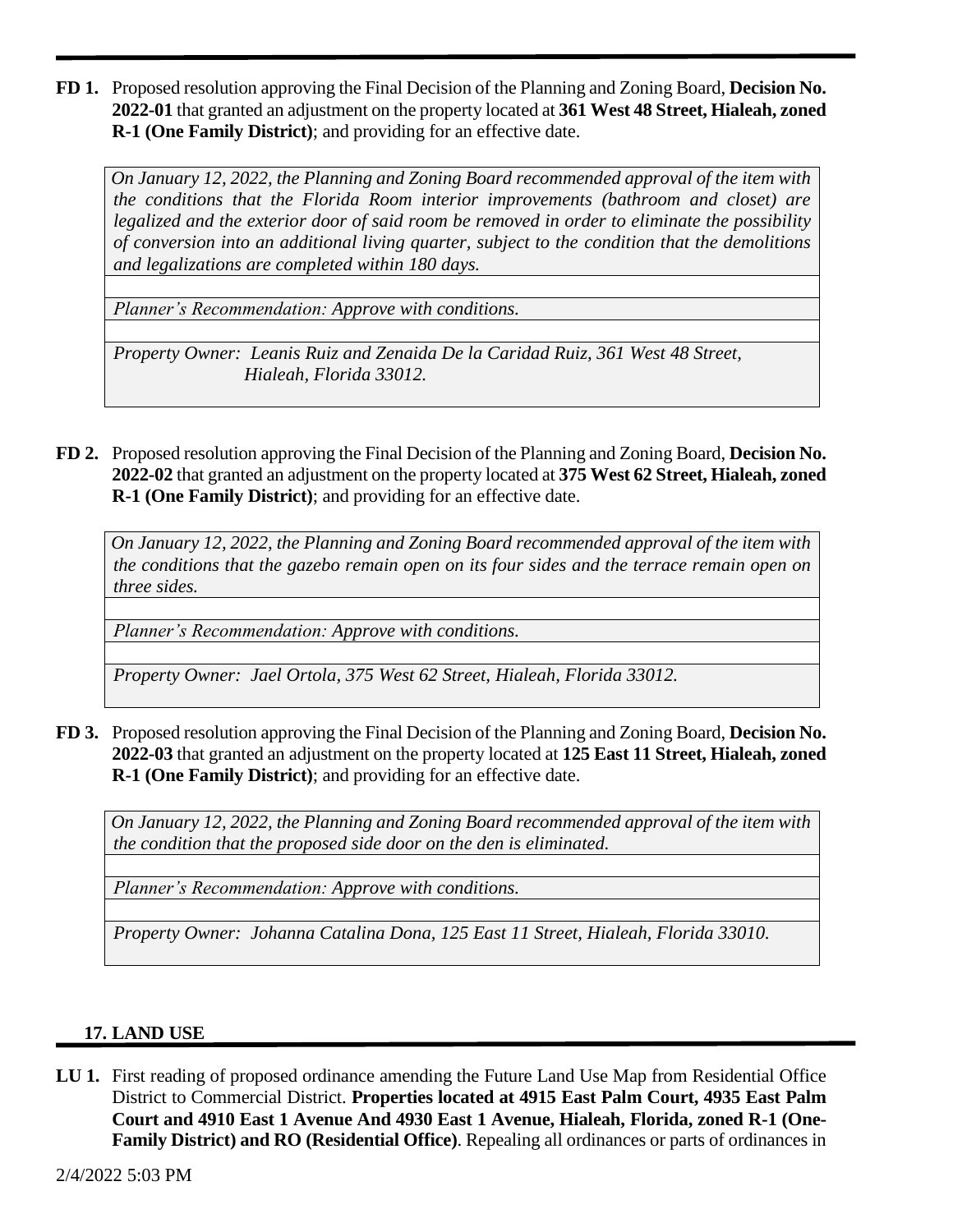**FD 1.** Proposed resolution approving the Final Decision of the Planning and Zoning Board, **Decision No. 2022-01** that granted an adjustment on the property located at **361 West 48 Street, Hialeah, zoned R-1 (One Family District)**; and providing for an effective date.

> *On January 12, 2022, the Planning and Zoning Board recommended approval of the item with the conditions that the Florida Room interior improvements (bathroom and closet) are legalized and the exterior door of said room be removed in order to eliminate the possibility of conversion into an additional living quarter, subject to the condition that the demolitions and legalizations are completed within 180 days.*
>
> *Planner's Recommendation: Approve with conditions.*
>
> *Property Owner: Leanis Ruiz and Zenaida De la Caridad Ruiz, 361 West 48 Street, Hialeah, Florida 33012.*

**FD 2.** Proposed resolution approving the Final Decision of the Planning and Zoning Board, **Decision No. 2022-02** that granted an adjustment on the property located at **375 West 62 Street, Hialeah, zoned R-1 (One Family District)**; and providing for an effective date.

> *On January 12, 2022, the Planning and Zoning Board recommended approval of the item with the conditions that the gazebo remain open on its four sides and the terrace remain open on three sides.*
>
> *Planner's Recommendation: Approve with conditions.*
>
> *Property Owner: Jael Ortola, 375 West 62 Street, Hialeah, Florida 33012.*

**FD 3.** Proposed resolution approving the Final Decision of the Planning and Zoning Board, **Decision No. 2022-03** that granted an adjustment on the property located at **125 East 11 Street, Hialeah, zoned R-1 (One Family District)**; and providing for an effective date.

> *On January 12, 2022, the Planning and Zoning Board recommended approval of the item with the condition that the proposed side door on the den is eliminated.*
>
> *Planner's Recommendation: Approve with conditions.*
>
> *Property Owner: Johanna Catalina Dona, 125 East 11 Street, Hialeah, Florida 33010.*

## 17. LAND USE

**LU 1.** First reading of proposed ordinance amending the Future Land Use Map from Residential Office District to Commercial District. **Properties located at 4915 East Palm Court, 4935 East Palm Court and 4910 East 1 Avenue And 4930 East 1 Avenue, Hialeah, Florida, zoned R-1 (One-Family District) and RO (Residential Office)**. Repealing all ordinances or parts of ordinances in

2/4/2022 5:03 PM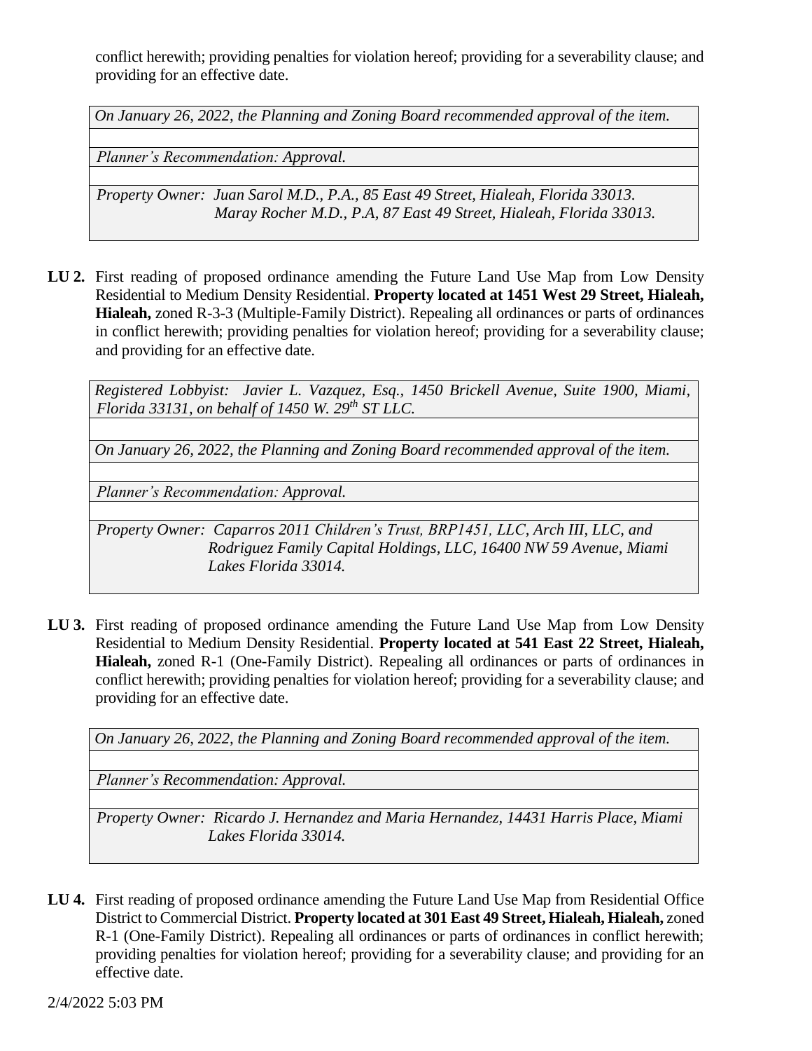conflict herewith; providing penalties for violation hereof; providing for a severability clause; and providing for an effective date.

*On January 26, 2022, the Planning and Zoning Board recommended approval of the item.*

*Planner's Recommendation: Approval.*

*Property Owner: Juan Sarol M.D., P.A., 85 East 49 Street, Hialeah, Florida 33013.*
*Maray Rocher M.D., P.A, 87 East 49 Street, Hialeah, Florida 33013.*

**LU 2.** First reading of proposed ordinance amending the Future Land Use Map from Low Density Residential to Medium Density Residential. **Property located at 1451 West 29 Street, Hialeah, Hialeah,** zoned R-3-3 (Multiple-Family District). Repealing all ordinances or parts of ordinances in conflict herewith; providing penalties for violation hereof; providing for a severability clause; and providing for an effective date.

*Registered Lobbyist: Javier L. Vazquez, Esq., 1450 Brickell Avenue, Suite 1900, Miami, Florida 33131, on behalf of 1450 W. 29th ST LLC.*

*On January 26, 2022, the Planning and Zoning Board recommended approval of the item.*

*Planner's Recommendation: Approval.*

*Property Owner: Caparros 2011 Children's Trust, BRP1451, LLC, Arch III, LLC, and Rodriguez Family Capital Holdings, LLC, 16400 NW 59 Avenue, Miami Lakes Florida 33014.*

**LU 3.** First reading of proposed ordinance amending the Future Land Use Map from Low Density Residential to Medium Density Residential. **Property located at 541 East 22 Street, Hialeah, Hialeah,** zoned R-1 (One-Family District). Repealing all ordinances or parts of ordinances in conflict herewith; providing penalties for violation hereof; providing for a severability clause; and providing for an effective date.

*On January 26, 2022, the Planning and Zoning Board recommended approval of the item.*

*Planner's Recommendation: Approval.*

*Property Owner: Ricardo J. Hernandez and Maria Hernandez, 14431 Harris Place, Miami Lakes Florida 33014.*

**LU 4.** First reading of proposed ordinance amending the Future Land Use Map from Residential Office District to Commercial District. **Property located at 301 East 49 Street, Hialeah, Hialeah,** zoned R-1 (One-Family District). Repealing all ordinances or parts of ordinances in conflict herewith; providing penalties for violation hereof; providing for a severability clause; and providing for an effective date.

2/4/2022 5:03 PM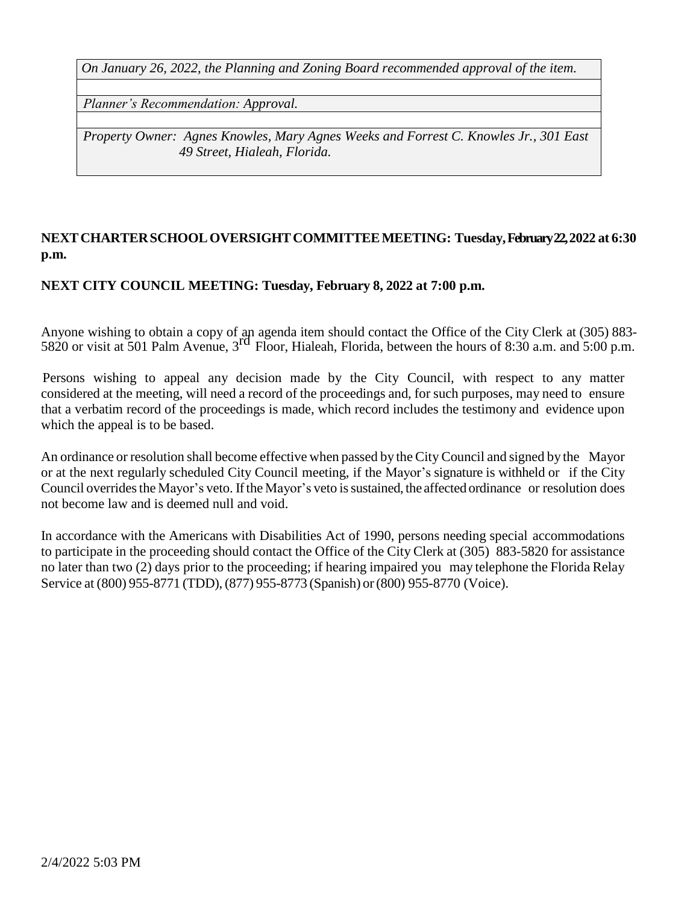*On January 26, 2022, the Planning and Zoning Board recommended approval of the item.*

*Planner's Recommendation: Approval.*

*Property Owner: Agnes Knowles, Mary Agnes Weeks and Forrest C. Knowles Jr., 301 East 49 Street, Hialeah, Florida.*

**NEXT CHARTER SCHOOL OVERSIGHT COMMITTEE MEETING: Tuesday, February 22, 2022 at 6:30 p.m.**

**NEXT CITY COUNCIL MEETING: Tuesday, February 8, 2022 at 7:00 p.m.**

Anyone wishing to obtain a copy of an agenda item should contact the Office of the City Clerk at (305) 883-5820 or visit at 501 Palm Avenue, 3rd Floor, Hialeah, Florida, between the hours of 8:30 a.m. and 5:00 p.m.

Persons wishing to appeal any decision made by the City Council, with respect to any matter considered at the meeting, will need a record of the proceedings and, for such purposes, may need to ensure that a verbatim record of the proceedings is made, which record includes the testimony and evidence upon which the appeal is to be based.

An ordinance or resolution shall become effective when passed by the City Council and signed by the Mayor or at the next regularly scheduled City Council meeting, if the Mayor's signature is withheld or if the City Council overrides the Mayor's veto. If the Mayor's veto is sustained, the affected ordinance or resolution does not become law and is deemed null and void.

In accordance with the Americans with Disabilities Act of 1990, persons needing special accommodations to participate in the proceeding should contact the Office of the City Clerk at (305) 883-5820 for assistance no later than two (2) days prior to the proceeding; if hearing impaired you may telephone the Florida Relay Service at (800) 955-8771 (TDD), (877) 955-8773 (Spanish) or (800) 955-8770 (Voice).

2/4/2022 5:03 PM